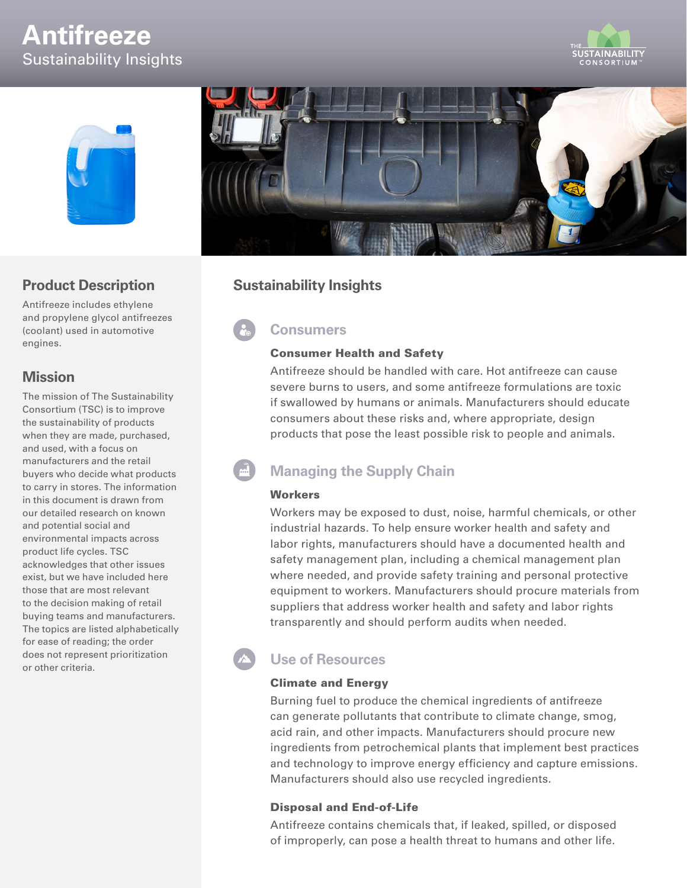# Antifreeze

Sustainability Insights

## Product Description

Antifreeze includes ethylene and propylene glycol antifreezes (coolant) used in automotive engines.

## Mission

The mission of The Sustainability Consortium (TSC) is to improve the sustainability of products when they are made, purchased, and used, with a focus on manufacturers and the retail buyers who decide what products to carry in stores. The information in this document is drawn from our detailed research on known and potential social and environmental impacts across product life cycles. TSC acknowledges that other issues exist, but we have included here those that are most relevant to the decision making of retail buying teams and manufacturers. The topics are listed alphabetically for ease of reading; the order does not represent prioritization or other criteria.

## Sustainability Insights

### Consumers

#### Consumer Health and Safety

Antifreeze should be handled with care. Hot antifreeze can cause severe burns to users, and some antifreeze formulations are toxic if swallowed by humans or animals. Manufacturers should educate consumers about these risks and, where appropriate, design products that pose the least possible risk to people and animals.

### Managing the Supply Chain

#### Workers

Workers may be exposed to dust, noise, harmful chemicals, or other industrial hazards. To help ensure worker health and safety and labor rights, manufacturers should have a documented health and safety management plan, including a chemical management plan where needed, and provide safety training and personal protective equipment to workers. Manufacturers should procure materials from suppliers that address worker health and safety and labor rights transparently and should perform audits when needed.

### Use of Resources

#### Climate and Energy

Burning fuel to produce the chemical ingredients of antifreeze can generate pollutants that contribute to climate change, smog, acid rain, and other impacts. Manufacturers should procure new ingredients from petrochemical plants that implement best practices and technology to improve energy efficiency and capture emissions. Manufacturers should also use recycled ingredients.

#### Disposal and End-of-Life

Antifreeze contains chemicals that, if leaked, spilled, or disposed of improperly, can pose a health threat to humans and other life.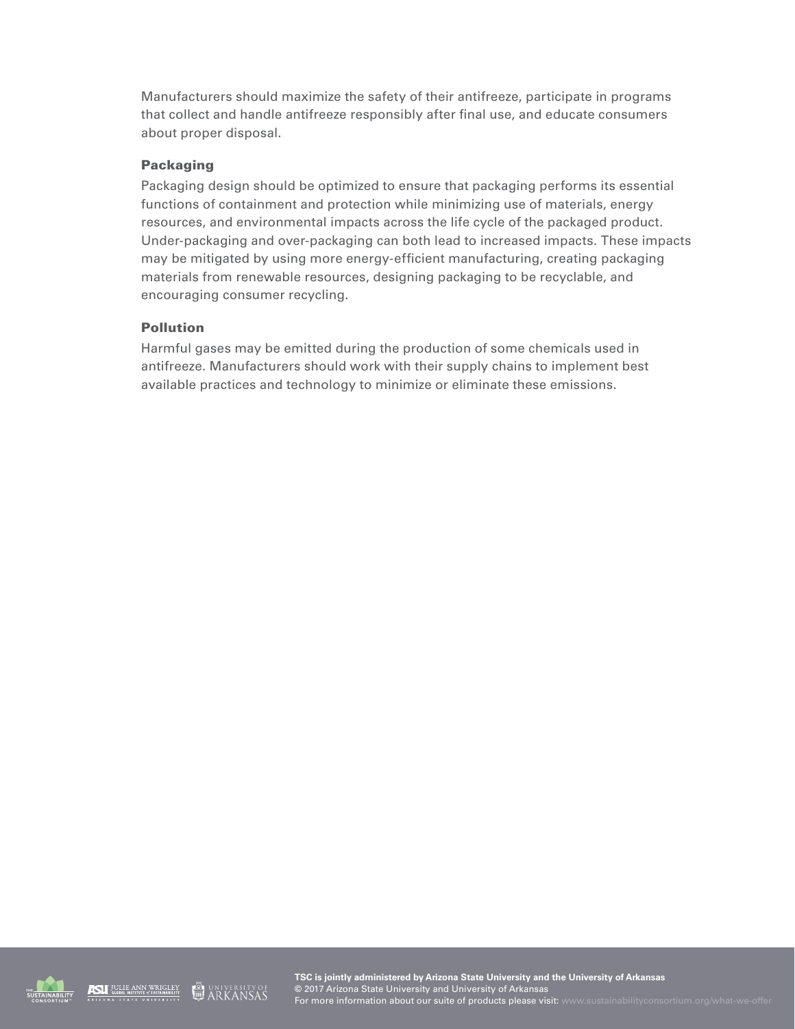Manufacturers should maximize the safety of their antifreeze, participate in programs that collect and handle antifreeze responsibly after final use, and educate consumers about proper disposal.

### Packaging

Packaging design should be optimized to ensure that packaging performs its essential functions of containment and protection while minimizing use of materials, energy resources, and environmental impacts across the life cycle of the packaged product. Under-packaging and over-packaging can both lead to increased impacts. These impacts may be mitigated by using more energy-efficient manufacturing, creating packaging materials from renewable resources, designing packaging to be recyclable, and encouraging consumer recycling.

### Pollution

Harmful gases may be emitted during the production of some chemicals used in antifreeze. Manufacturers should work with their supply chains to implement best available practices and technology to minimize or eliminate these emissions.

**TSC is jointly administered by Arizona State University and the University of Arkansas**
© 2017 Arizona State University and University of Arkansas
For more information about our suite of products please visit: www.sustainabilityconsortium.org/what-we-offer